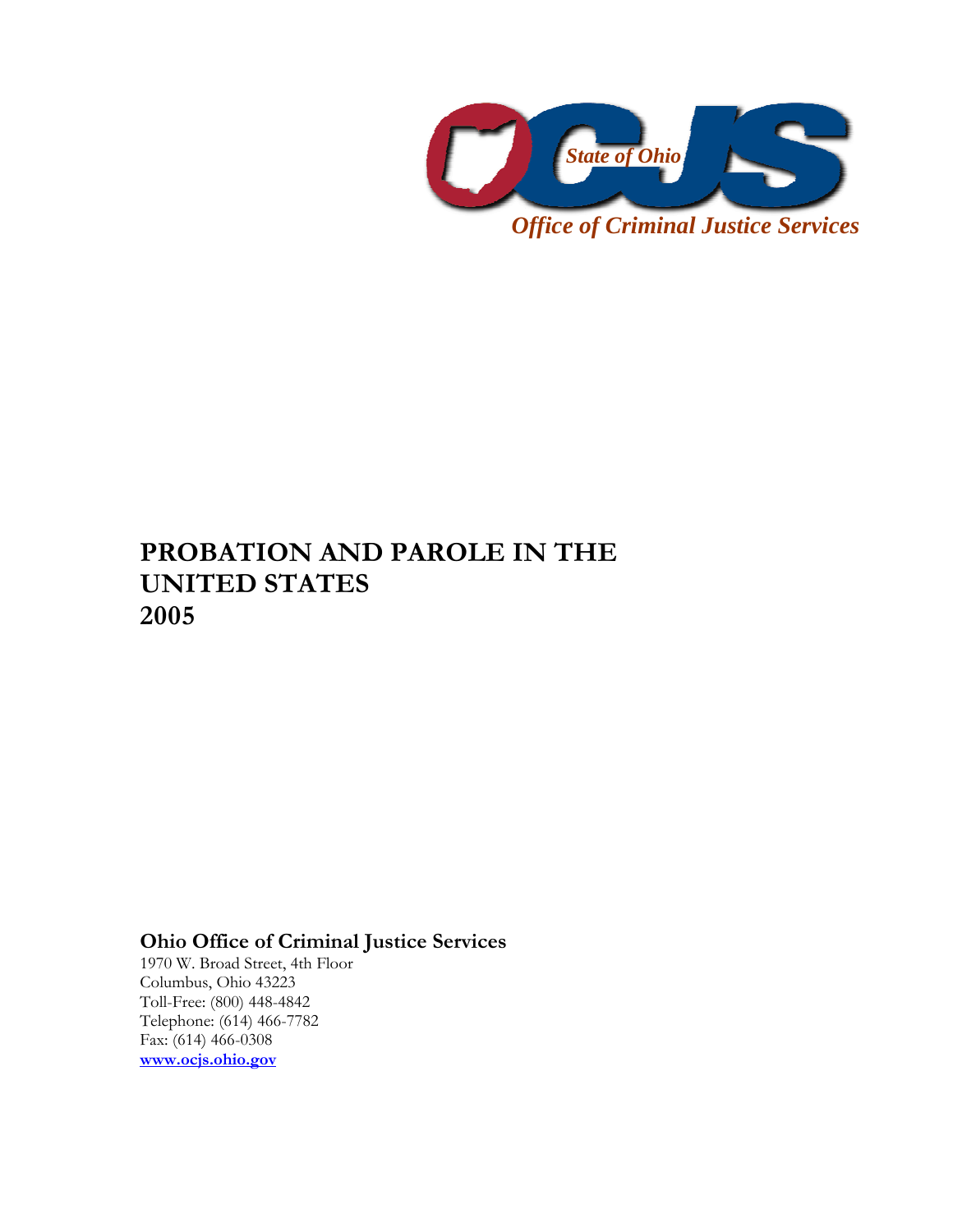State of Ohio

*Office of Criminal Justice Services*

# PROBATION AND PAROLE IN THE UNITED STATES 2005

**Ohio Office of Criminal Justice Services**

1970 W. Broad Street, 4th Floor
Columbus, Ohio 43223
Toll-Free: (800) 448-4842
Telephone: (614) 466-7782
Fax: (614) 466-0308
**www.ocjs.ohio.gov**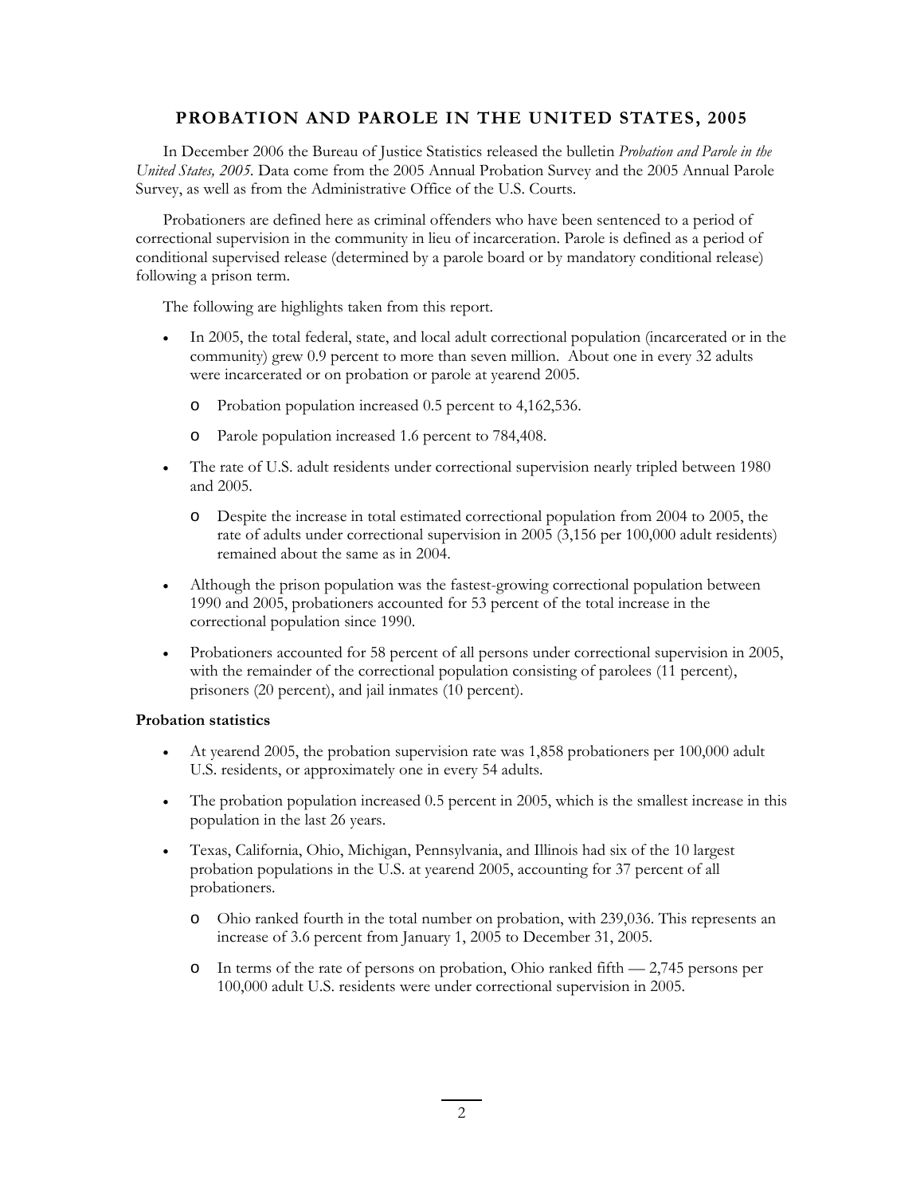## PROBATION AND PAROLE IN THE UNITED STATES, 2005

In December 2006 the Bureau of Justice Statistics released the bulletin *Probation and Parole in the United States, 2005*. Data come from the 2005 Annual Probation Survey and the 2005 Annual Parole Survey, as well as from the Administrative Office of the U.S. Courts.

Probationers are defined here as criminal offenders who have been sentenced to a period of correctional supervision in the community in lieu of incarceration. Parole is defined as a period of conditional supervised release (determined by a parole board or by mandatory conditional release) following a prison term.

The following are highlights taken from this report.

- In 2005, the total federal, state, and local adult correctional population (incarcerated or in the community) grew 0.9 percent to more than seven million. About one in every 32 adults were incarcerated or on probation or parole at yearend 2005.
  - Probation population increased 0.5 percent to 4,162,536.
  - Parole population increased 1.6 percent to 784,408.
- The rate of U.S. adult residents under correctional supervision nearly tripled between 1980 and 2005.
  - Despite the increase in total estimated correctional population from 2004 to 2005, the rate of adults under correctional supervision in 2005 (3,156 per 100,000 adult residents) remained about the same as in 2004.
- Although the prison population was the fastest-growing correctional population between 1990 and 2005, probationers accounted for 53 percent of the total increase in the correctional population since 1990.
- Probationers accounted for 58 percent of all persons under correctional supervision in 2005, with the remainder of the correctional population consisting of parolees (11 percent), prisoners (20 percent), and jail inmates (10 percent).

**Probation statistics**

- At yearend 2005, the probation supervision rate was 1,858 probationers per 100,000 adult U.S. residents, or approximately one in every 54 adults.
- The probation population increased 0.5 percent in 2005, which is the smallest increase in this population in the last 26 years.
- Texas, California, Ohio, Michigan, Pennsylvania, and Illinois had six of the 10 largest probation populations in the U.S. at yearend 2005, accounting for 37 percent of all probationers.
  - Ohio ranked fourth in the total number on probation, with 239,036. This represents an increase of 3.6 percent from January 1, 2005 to December 31, 2005.
  - In terms of the rate of persons on probation, Ohio ranked fifth — 2,745 persons per 100,000 adult U.S. residents were under correctional supervision in 2005.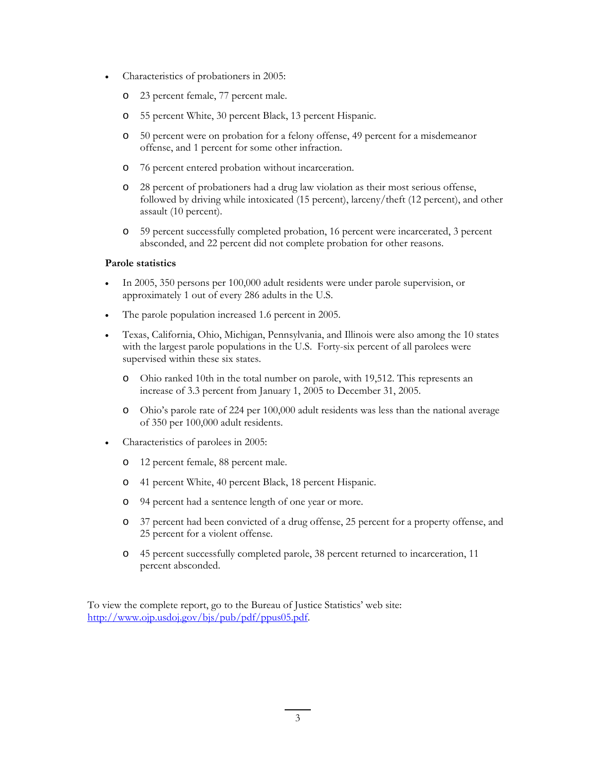- Characteristics of probationers in 2005:
  - 23 percent female, 77 percent male.
  - 55 percent White, 30 percent Black, 13 percent Hispanic.
  - 50 percent were on probation for a felony offense, 49 percent for a misdemeanor offense, and 1 percent for some other infraction.
  - 76 percent entered probation without incarceration.
  - 28 percent of probationers had a drug law violation as their most serious offense, followed by driving while intoxicated (15 percent), larceny/theft (12 percent), and other assault (10 percent).
  - 59 percent successfully completed probation, 16 percent were incarcerated, 3 percent absconded, and 22 percent did not complete probation for other reasons.

**Parole statistics**

- In 2005, 350 persons per 100,000 adult residents were under parole supervision, or approximately 1 out of every 286 adults in the U.S.
- The parole population increased 1.6 percent in 2005.
- Texas, California, Ohio, Michigan, Pennsylvania, and Illinois were also among the 10 states with the largest parole populations in the U.S. Forty-six percent of all parolees were supervised within these six states.
  - Ohio ranked 10th in the total number on parole, with 19,512. This represents an increase of 3.3 percent from January 1, 2005 to December 31, 2005.
  - Ohio's parole rate of 224 per 100,000 adult residents was less than the national average of 350 per 100,000 adult residents.
- Characteristics of parolees in 2005:
  - 12 percent female, 88 percent male.
  - 41 percent White, 40 percent Black, 18 percent Hispanic.
  - 94 percent had a sentence length of one year or more.
  - 37 percent had been convicted of a drug offense, 25 percent for a property offense, and 25 percent for a violent offense.
  - 45 percent successfully completed parole, 38 percent returned to incarceration, 11 percent absconded.

To view the complete report, go to the Bureau of Justice Statistics' web site: [http://www.ojp.usdoj.gov/bjs/pub/pdf/ppus05.pdf](http://www.ojp.usdoj.gov/bjs/pub/pdf/ppus05.pdf).